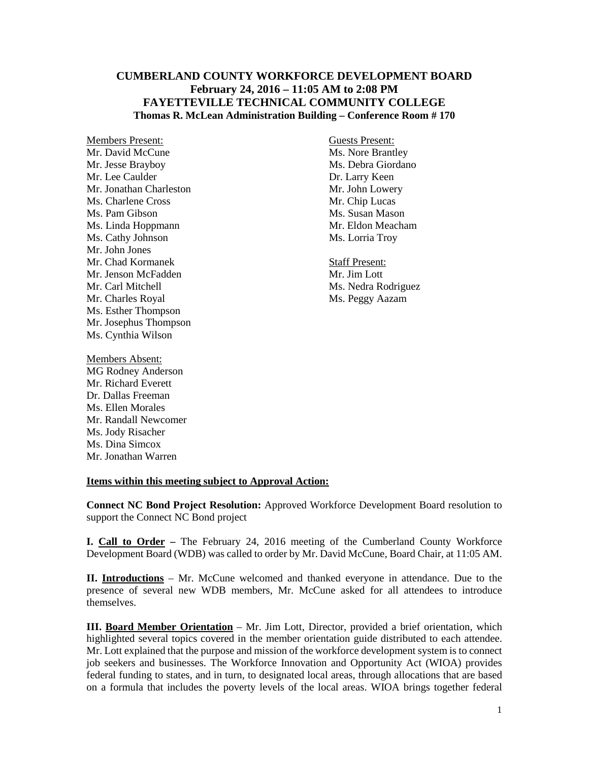# CUMBERLAND COUNTY WORKFORCE DEVELOPMENT BOARD
## February 24, 2016 – 11:05 AM to 2:08 PM
## FAYETTEVILLE TECHNICAL COMMUNITY COLLEGE
### Thomas R. McLean Administration Building – Conference Room # 170

Members Present:
Mr. David McCune
Mr. Jesse Brayboy
Mr. Lee Caulder
Mr. Jonathan Charleston
Ms. Charlene Cross
Ms. Pam Gibson
Ms. Linda Hoppmann
Ms. Cathy Johnson
Mr. John Jones
Mr. Chad Kormanek
Mr. Jenson McFadden
Mr. Carl Mitchell
Mr. Charles Royal
Ms. Esther Thompson
Mr. Josephus Thompson
Ms. Cynthia Wilson

Members Absent:
MG Rodney Anderson
Mr. Richard Everett
Dr. Dallas Freeman
Ms. Ellen Morales
Mr. Randall Newcomer
Ms. Jody Risacher
Ms. Dina Simcox
Mr. Jonathan Warren

Guests Present:
Ms. Nore Brantley
Ms. Debra Giordano
Dr. Larry Keen
Mr. John Lowery
Mr. Chip Lucas
Ms. Susan Mason
Mr. Eldon Meacham
Ms. Lorria Troy

Staff Present:
Mr. Jim Lott
Ms. Nedra Rodriguez
Ms. Peggy Aazam

**Items within this meeting subject to Approval Action:**

**Connect NC Bond Project Resolution:** Approved Workforce Development Board resolution to support the Connect NC Bond project

**I. Call to Order –** The February 24, 2016 meeting of the Cumberland County Workforce Development Board (WDB) was called to order by Mr. David McCune, Board Chair, at 11:05 AM.

**II. Introductions** – Mr. McCune welcomed and thanked everyone in attendance. Due to the presence of several new WDB members, Mr. McCune asked for all attendees to introduce themselves.

**III. Board Member Orientation** – Mr. Jim Lott, Director, provided a brief orientation, which highlighted several topics covered in the member orientation guide distributed to each attendee. Mr. Lott explained that the purpose and mission of the workforce development system is to connect job seekers and businesses. The Workforce Innovation and Opportunity Act (WIOA) provides federal funding to states, and in turn, to designated local areas, through allocations that are based on a formula that includes the poverty levels of the local areas. WIOA brings together federal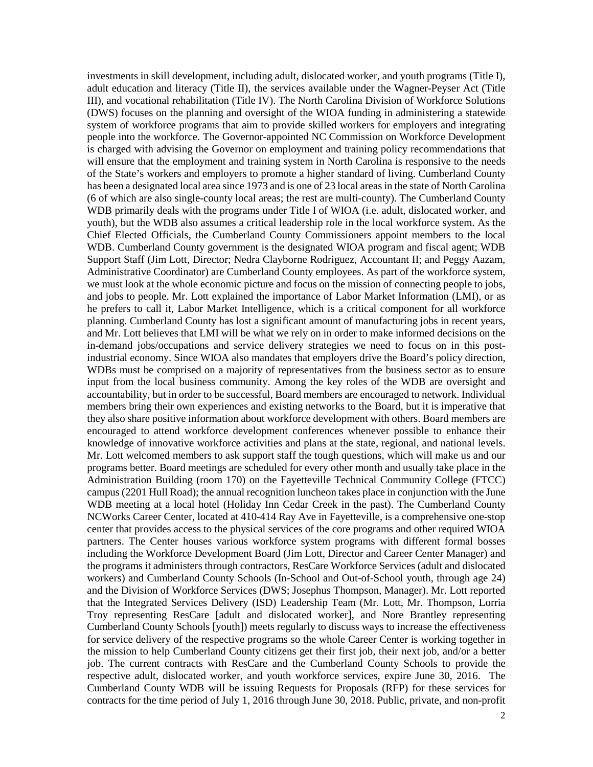investments in skill development, including adult, dislocated worker, and youth programs (Title I), adult education and literacy (Title II), the services available under the Wagner-Peyser Act (Title III), and vocational rehabilitation (Title IV). The North Carolina Division of Workforce Solutions (DWS) focuses on the planning and oversight of the WIOA funding in administering a statewide system of workforce programs that aim to provide skilled workers for employers and integrating people into the workforce. The Governor-appointed NC Commission on Workforce Development is charged with advising the Governor on employment and training policy recommendations that will ensure that the employment and training system in North Carolina is responsive to the needs of the State's workers and employers to promote a higher standard of living. Cumberland County has been a designated local area since 1973 and is one of 23 local areas in the state of North Carolina (6 of which are also single-county local areas; the rest are multi-county). The Cumberland County WDB primarily deals with the programs under Title I of WIOA (i.e. adult, dislocated worker, and youth), but the WDB also assumes a critical leadership role in the local workforce system. As the Chief Elected Officials, the Cumberland County Commissioners appoint members to the local WDB. Cumberland County government is the designated WIOA program and fiscal agent; WDB Support Staff (Jim Lott, Director; Nedra Clayborne Rodriguez, Accountant II; and Peggy Aazam, Administrative Coordinator) are Cumberland County employees. As part of the workforce system, we must look at the whole economic picture and focus on the mission of connecting people to jobs, and jobs to people. Mr. Lott explained the importance of Labor Market Information (LMI), or as he prefers to call it, Labor Market Intelligence, which is a critical component for all workforce planning. Cumberland County has lost a significant amount of manufacturing jobs in recent years, and Mr. Lott believes that LMI will be what we rely on in order to make informed decisions on the in-demand jobs/occupations and service delivery strategies we need to focus on in this post-industrial economy. Since WIOA also mandates that employers drive the Board's policy direction, WDBs must be comprised on a majority of representatives from the business sector as to ensure input from the local business community. Among the key roles of the WDB are oversight and accountability, but in order to be successful, Board members are encouraged to network. Individual members bring their own experiences and existing networks to the Board, but it is imperative that they also share positive information about workforce development with others. Board members are encouraged to attend workforce development conferences whenever possible to enhance their knowledge of innovative workforce activities and plans at the state, regional, and national levels. Mr. Lott welcomed members to ask support staff the tough questions, which will make us and our programs better. Board meetings are scheduled for every other month and usually take place in the Administration Building (room 170) on the Fayetteville Technical Community College (FTCC) campus (2201 Hull Road); the annual recognition luncheon takes place in conjunction with the June WDB meeting at a local hotel (Holiday Inn Cedar Creek in the past). The Cumberland County NCWorks Career Center, located at 410-414 Ray Ave in Fayetteville, is a comprehensive one-stop center that provides access to the physical services of the core programs and other required WIOA partners. The Center houses various workforce system programs with different formal bosses including the Workforce Development Board (Jim Lott, Director and Career Center Manager) and the programs it administers through contractors, ResCare Workforce Services (adult and dislocated workers) and Cumberland County Schools (In-School and Out-of-School youth, through age 24) and the Division of Workforce Services (DWS; Josephus Thompson, Manager). Mr. Lott reported that the Integrated Services Delivery (ISD) Leadership Team (Mr. Lott, Mr. Thompson, Lorria Troy representing ResCare [adult and dislocated worker], and Nore Brantley representing Cumberland County Schools [youth]) meets regularly to discuss ways to increase the effectiveness for service delivery of the respective programs so the whole Career Center is working together in the mission to help Cumberland County citizens get their first job, their next job, and/or a better job. The current contracts with ResCare and the Cumberland County Schools to provide the respective adult, dislocated worker, and youth workforce services, expire June 30, 2016. The Cumberland County WDB will be issuing Requests for Proposals (RFP) for these services for contracts for the time period of July 1, 2016 through June 30, 2018. Public, private, and non-profit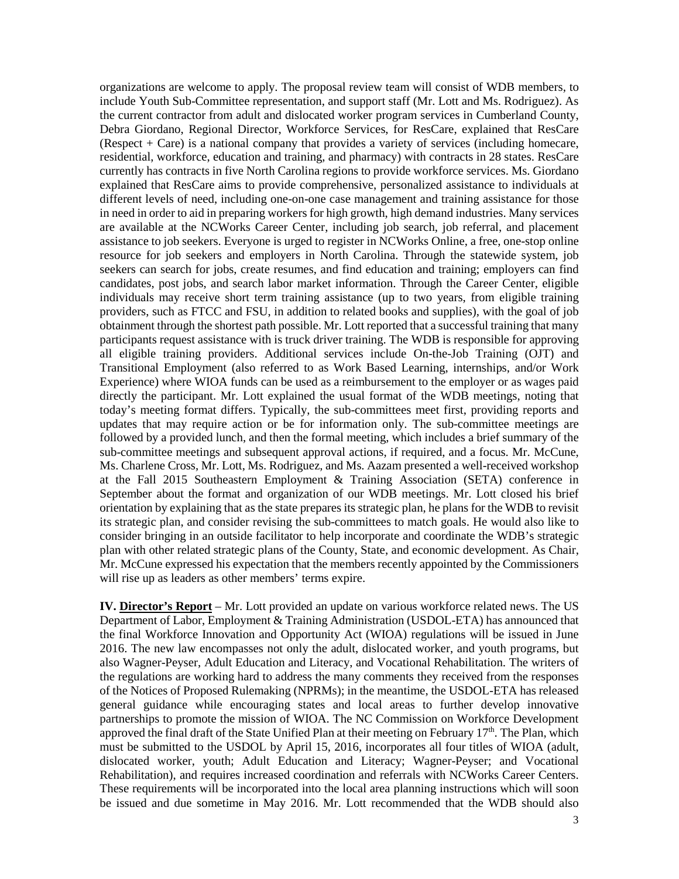organizations are welcome to apply. The proposal review team will consist of WDB members, to include Youth Sub-Committee representation, and support staff (Mr. Lott and Ms. Rodriguez). As the current contractor from adult and dislocated worker program services in Cumberland County, Debra Giordano, Regional Director, Workforce Services, for ResCare, explained that ResCare (Respect + Care) is a national company that provides a variety of services (including homecare, residential, workforce, education and training, and pharmacy) with contracts in 28 states. ResCare currently has contracts in five North Carolina regions to provide workforce services. Ms. Giordano explained that ResCare aims to provide comprehensive, personalized assistance to individuals at different levels of need, including one-on-one case management and training assistance for those in need in order to aid in preparing workers for high growth, high demand industries. Many services are available at the NCWorks Career Center, including job search, job referral, and placement assistance to job seekers. Everyone is urged to register in NCWorks Online, a free, one-stop online resource for job seekers and employers in North Carolina. Through the statewide system, job seekers can search for jobs, create resumes, and find education and training; employers can find candidates, post jobs, and search labor market information. Through the Career Center, eligible individuals may receive short term training assistance (up to two years, from eligible training providers, such as FTCC and FSU, in addition to related books and supplies), with the goal of job obtainment through the shortest path possible. Mr. Lott reported that a successful training that many participants request assistance with is truck driver training. The WDB is responsible for approving all eligible training providers. Additional services include On-the-Job Training (OJT) and Transitional Employment (also referred to as Work Based Learning, internships, and/or Work Experience) where WIOA funds can be used as a reimbursement to the employer or as wages paid directly the participant. Mr. Lott explained the usual format of the WDB meetings, noting that today's meeting format differs. Typically, the sub-committees meet first, providing reports and updates that may require action or be for information only. The sub-committee meetings are followed by a provided lunch, and then the formal meeting, which includes a brief summary of the sub-committee meetings and subsequent approval actions, if required, and a focus. Mr. McCune, Ms. Charlene Cross, Mr. Lott, Ms. Rodriguez, and Ms. Aazam presented a well-received workshop at the Fall 2015 Southeastern Employment & Training Association (SETA) conference in September about the format and organization of our WDB meetings. Mr. Lott closed his brief orientation by explaining that as the state prepares its strategic plan, he plans for the WDB to revisit its strategic plan, and consider revising the sub-committees to match goals. He would also like to consider bringing in an outside facilitator to help incorporate and coordinate the WDB's strategic plan with other related strategic plans of the County, State, and economic development. As Chair, Mr. McCune expressed his expectation that the members recently appointed by the Commissioners will rise up as leaders as other members' terms expire.

**IV. Director's Report** – Mr. Lott provided an update on various workforce related news. The US Department of Labor, Employment & Training Administration (USDOL-ETA) has announced that the final Workforce Innovation and Opportunity Act (WIOA) regulations will be issued in June 2016. The new law encompasses not only the adult, dislocated worker, and youth programs, but also Wagner-Peyser, Adult Education and Literacy, and Vocational Rehabilitation. The writers of the regulations are working hard to address the many comments they received from the responses of the Notices of Proposed Rulemaking (NPRMs); in the meantime, the USDOL-ETA has released general guidance while encouraging states and local areas to further develop innovative partnerships to promote the mission of WIOA. The NC Commission on Workforce Development approved the final draft of the State Unified Plan at their meeting on February 17th. The Plan, which must be submitted to the USDOL by April 15, 2016, incorporates all four titles of WIOA (adult, dislocated worker, youth; Adult Education and Literacy; Wagner-Peyser; and Vocational Rehabilitation), and requires increased coordination and referrals with NCWorks Career Centers. These requirements will be incorporated into the local area planning instructions which will soon be issued and due sometime in May 2016. Mr. Lott recommended that the WDB should also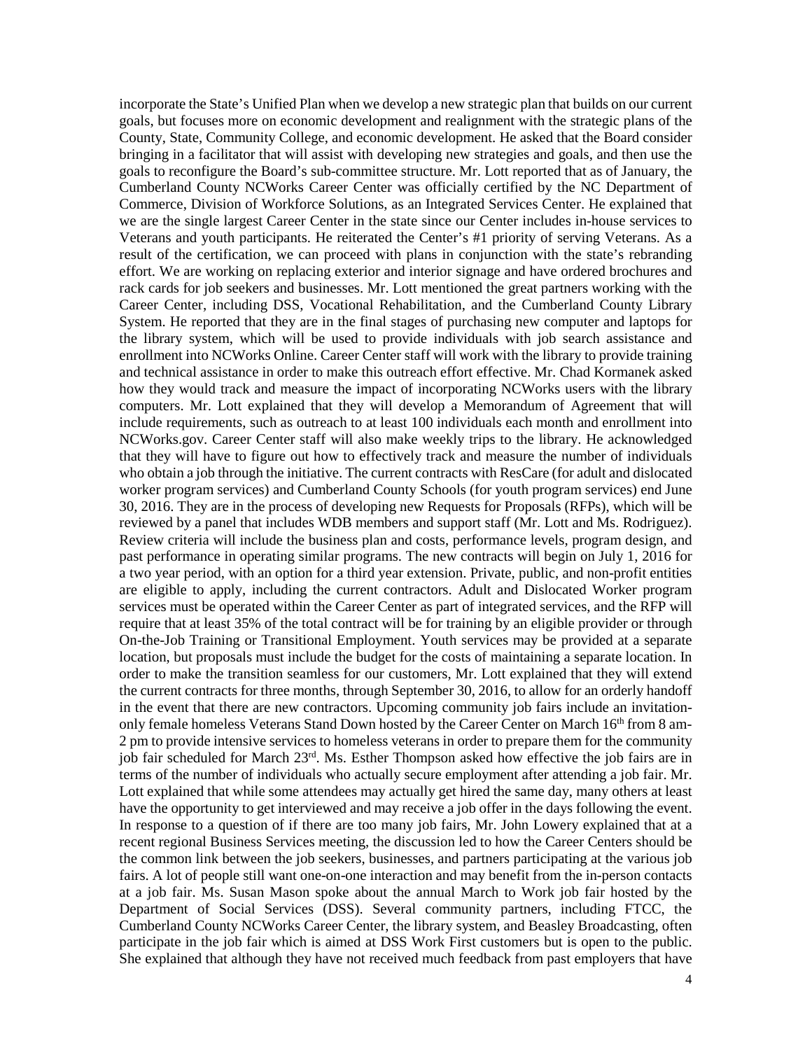incorporate the State's Unified Plan when we develop a new strategic plan that builds on our current goals, but focuses more on economic development and realignment with the strategic plans of the County, State, Community College, and economic development. He asked that the Board consider bringing in a facilitator that will assist with developing new strategies and goals, and then use the goals to reconfigure the Board's sub-committee structure. Mr. Lott reported that as of January, the Cumberland County NCWorks Career Center was officially certified by the NC Department of Commerce, Division of Workforce Solutions, as an Integrated Services Center. He explained that we are the single largest Career Center in the state since our Center includes in-house services to Veterans and youth participants. He reiterated the Center's #1 priority of serving Veterans. As a result of the certification, we can proceed with plans in conjunction with the state's rebranding effort. We are working on replacing exterior and interior signage and have ordered brochures and rack cards for job seekers and businesses. Mr. Lott mentioned the great partners working with the Career Center, including DSS, Vocational Rehabilitation, and the Cumberland County Library System. He reported that they are in the final stages of purchasing new computer and laptops for the library system, which will be used to provide individuals with job search assistance and enrollment into NCWorks Online. Career Center staff will work with the library to provide training and technical assistance in order to make this outreach effort effective. Mr. Chad Kormanek asked how they would track and measure the impact of incorporating NCWorks users with the library computers. Mr. Lott explained that they will develop a Memorandum of Agreement that will include requirements, such as outreach to at least 100 individuals each month and enrollment into NCWorks.gov. Career Center staff will also make weekly trips to the library. He acknowledged that they will have to figure out how to effectively track and measure the number of individuals who obtain a job through the initiative. The current contracts with ResCare (for adult and dislocated worker program services) and Cumberland County Schools (for youth program services) end June 30, 2016. They are in the process of developing new Requests for Proposals (RFPs), which will be reviewed by a panel that includes WDB members and support staff (Mr. Lott and Ms. Rodriguez). Review criteria will include the business plan and costs, performance levels, program design, and past performance in operating similar programs. The new contracts will begin on July 1, 2016 for a two year period, with an option for a third year extension. Private, public, and non-profit entities are eligible to apply, including the current contractors. Adult and Dislocated Worker program services must be operated within the Career Center as part of integrated services, and the RFP will require that at least 35% of the total contract will be for training by an eligible provider or through On-the-Job Training or Transitional Employment. Youth services may be provided at a separate location, but proposals must include the budget for the costs of maintaining a separate location. In order to make the transition seamless for our customers, Mr. Lott explained that they will extend the current contracts for three months, through September 30, 2016, to allow for an orderly handoff in the event that there are new contractors. Upcoming community job fairs include an invitation-only female homeless Veterans Stand Down hosted by the Career Center on March 16th from 8 am-2 pm to provide intensive services to homeless veterans in order to prepare them for the community job fair scheduled for March 23rd. Ms. Esther Thompson asked how effective the job fairs are in terms of the number of individuals who actually secure employment after attending a job fair. Mr. Lott explained that while some attendees may actually get hired the same day, many others at least have the opportunity to get interviewed and may receive a job offer in the days following the event. In response to a question of if there are too many job fairs, Mr. John Lowery explained that at a recent regional Business Services meeting, the discussion led to how the Career Centers should be the common link between the job seekers, businesses, and partners participating at the various job fairs. A lot of people still want one-on-one interaction and may benefit from the in-person contacts at a job fair. Ms. Susan Mason spoke about the annual March to Work job fair hosted by the Department of Social Services (DSS). Several community partners, including FTCC, the Cumberland County NCWorks Career Center, the library system, and Beasley Broadcasting, often participate in the job fair which is aimed at DSS Work First customers but is open to the public. She explained that although they have not received much feedback from past employers that have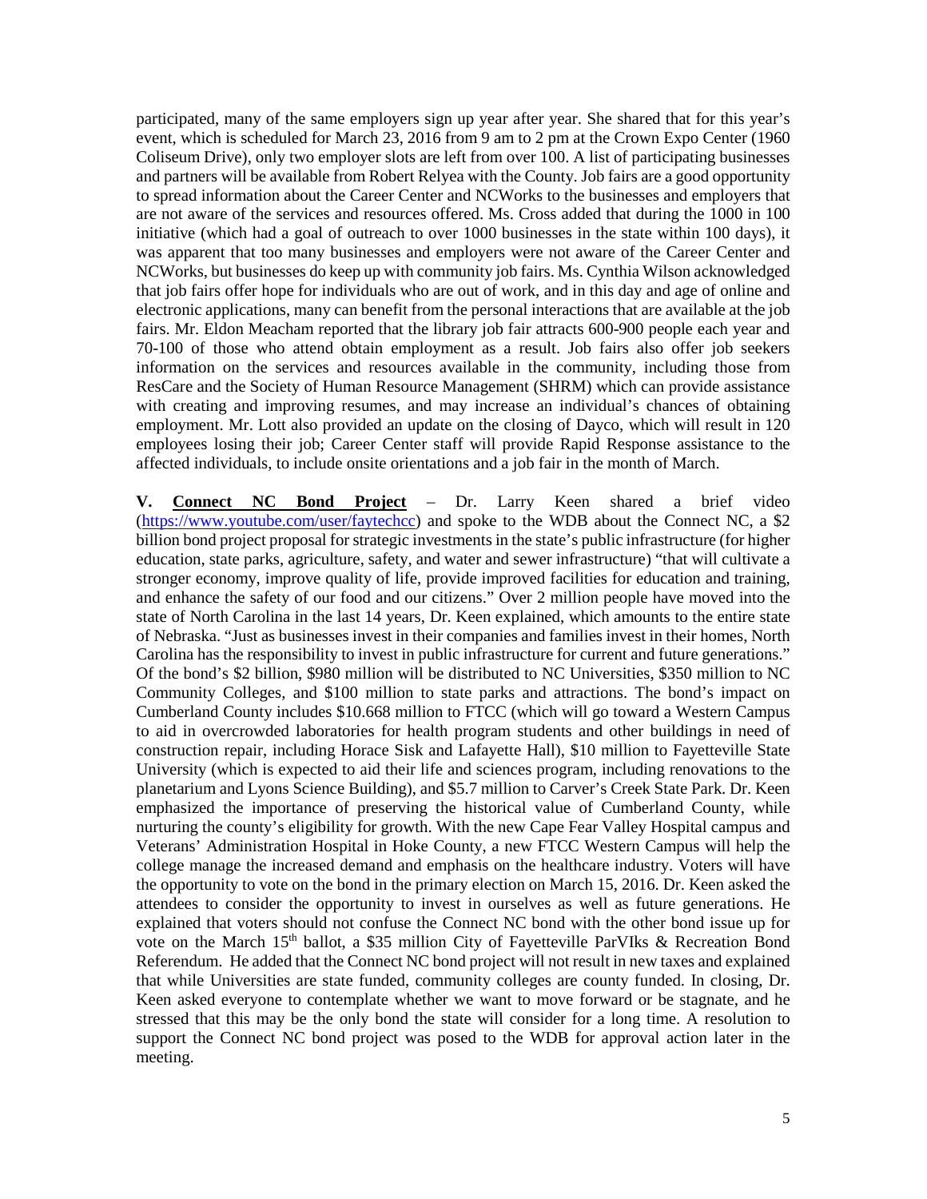participated, many of the same employers sign up year after year. She shared that for this year's event, which is scheduled for March 23, 2016 from 9 am to 2 pm at the Crown Expo Center (1960 Coliseum Drive), only two employer slots are left from over 100. A list of participating businesses and partners will be available from Robert Relyea with the County. Job fairs are a good opportunity to spread information about the Career Center and NCWorks to the businesses and employers that are not aware of the services and resources offered. Ms. Cross added that during the 1000 in 100 initiative (which had a goal of outreach to over 1000 businesses in the state within 100 days), it was apparent that too many businesses and employers were not aware of the Career Center and NCWorks, but businesses do keep up with community job fairs. Ms. Cynthia Wilson acknowledged that job fairs offer hope for individuals who are out of work, and in this day and age of online and electronic applications, many can benefit from the personal interactions that are available at the job fairs. Mr. Eldon Meacham reported that the library job fair attracts 600-900 people each year and 70-100 of those who attend obtain employment as a result. Job fairs also offer job seekers information on the services and resources available in the community, including those from ResCare and the Society of Human Resource Management (SHRM) which can provide assistance with creating and improving resumes, and may increase an individual's chances of obtaining employment. Mr. Lott also provided an update on the closing of Dayco, which will result in 120 employees losing their job; Career Center staff will provide Rapid Response assistance to the affected individuals, to include onsite orientations and a job fair in the month of March.

**V. <u>Connect NC Bond Project</u>** – Dr. Larry Keen shared a brief video (https://www.youtube.com/user/faytechcc) and spoke to the WDB about the Connect NC, a $2 billion bond project proposal for strategic investments in the state's public infrastructure (for higher education, state parks, agriculture, safety, and water and sewer infrastructure) "that will cultivate a stronger economy, improve quality of life, provide improved facilities for education and training, and enhance the safety of our food and our citizens." Over 2 million people have moved into the state of North Carolina in the last 14 years, Dr. Keen explained, which amounts to the entire state of Nebraska. "Just as businesses invest in their companies and families invest in their homes, North Carolina has the responsibility to invest in public infrastructure for current and future generations." Of the bond's $2 billion, $980 million will be distributed to NC Universities, $350 million to NC Community Colleges, and $100 million to state parks and attractions. The bond's impact on Cumberland County includes $10.668 million to FTCC (which will go toward a Western Campus to aid in overcrowded laboratories for health program students and other buildings in need of construction repair, including Horace Sisk and Lafayette Hall), $10 million to Fayetteville State University (which is expected to aid their life and sciences program, including renovations to the planetarium and Lyons Science Building), and $5.7 million to Carver's Creek State Park. Dr. Keen emphasized the importance of preserving the historical value of Cumberland County, while nurturing the county's eligibility for growth. With the new Cape Fear Valley Hospital campus and Veterans' Administration Hospital in Hoke County, a new FTCC Western Campus will help the college manage the increased demand and emphasis on the healthcare industry. Voters will have the opportunity to vote on the bond in the primary election on March 15, 2016. Dr. Keen asked the attendees to consider the opportunity to invest in ourselves as well as future generations. He explained that voters should not confuse the Connect NC bond with the other bond issue up for vote on the March 15th ballot, a $35 million City of Fayetteville ParVIks & Recreation Bond Referendum. He added that the Connect NC bond project will not result in new taxes and explained that while Universities are state funded, community colleges are county funded. In closing, Dr. Keen asked everyone to contemplate whether we want to move forward or be stagnate, and he stressed that this may be the only bond the state will consider for a long time. A resolution to support the Connect NC bond project was posed to the WDB for approval action later in the meeting.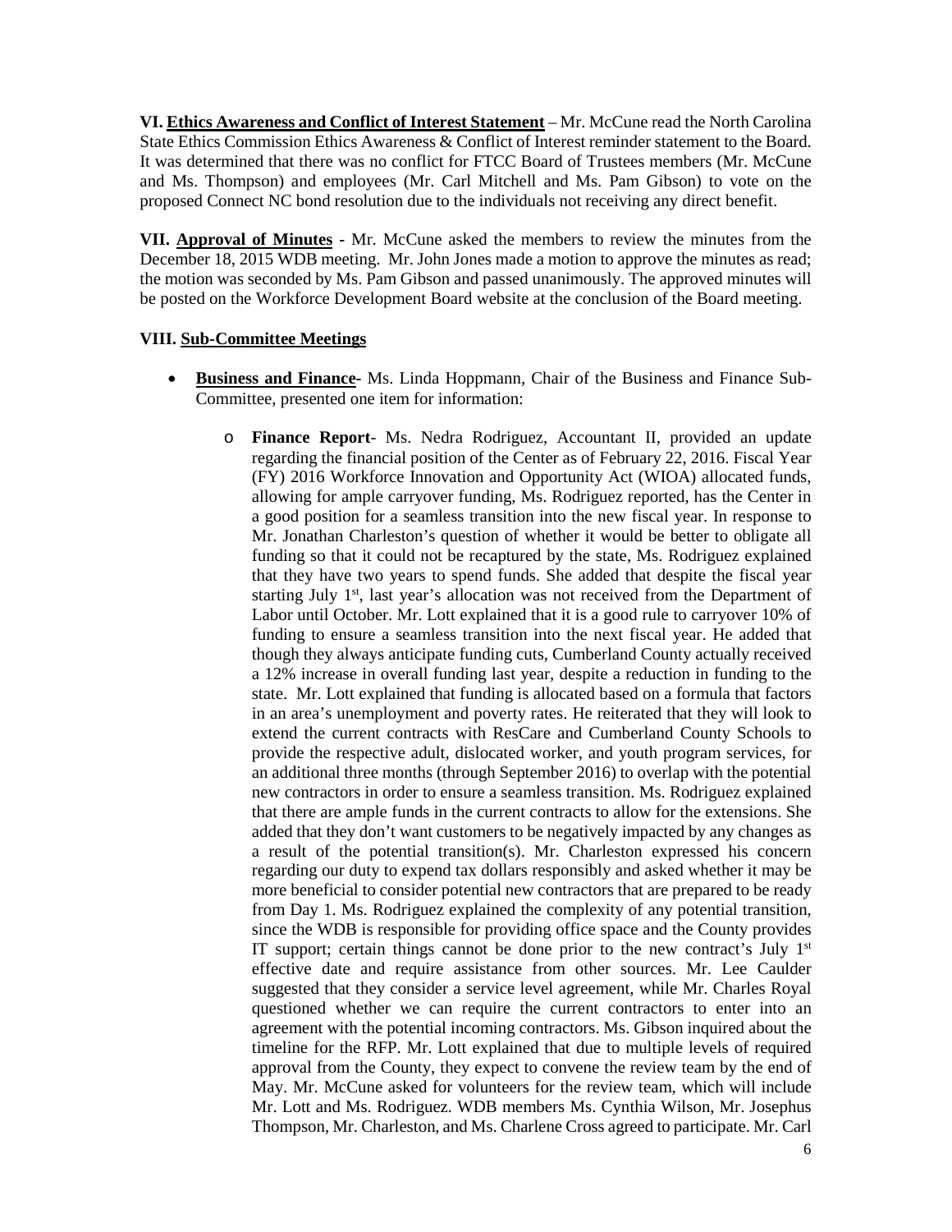**VI. Ethics Awareness and Conflict of Interest Statement** – Mr. McCune read the North Carolina State Ethics Commission Ethics Awareness & Conflict of Interest reminder statement to the Board. It was determined that there was no conflict for FTCC Board of Trustees members (Mr. McCune and Ms. Thompson) and employees (Mr. Carl Mitchell and Ms. Pam Gibson) to vote on the proposed Connect NC bond resolution due to the individuals not receiving any direct benefit.

**VII. Approval of Minutes** - Mr. McCune asked the members to review the minutes from the December 18, 2015 WDB meeting. Mr. John Jones made a motion to approve the minutes as read; the motion was seconded by Ms. Pam Gibson and passed unanimously. The approved minutes will be posted on the Workforce Development Board website at the conclusion of the Board meeting.

**VIII. Sub-Committee Meetings**

- **Business and Finance**- Ms. Linda Hoppmann, Chair of the Business and Finance Sub-Committee, presented one item for information:
    - **Finance Report**- Ms. Nedra Rodriguez, Accountant II, provided an update regarding the financial position of the Center as of February 22, 2016. Fiscal Year (FY) 2016 Workforce Innovation and Opportunity Act (WIOA) allocated funds, allowing for ample carryover funding, Ms. Rodriguez reported, has the Center in a good position for a seamless transition into the new fiscal year. In response to Mr. Jonathan Charleston's question of whether it would be better to obligate all funding so that it could not be recaptured by the state, Ms. Rodriguez explained that they have two years to spend funds. She added that despite the fiscal year starting July 1st, last year's allocation was not received from the Department of Labor until October. Mr. Lott explained that it is a good rule to carryover 10% of funding to ensure a seamless transition into the next fiscal year. He added that though they always anticipate funding cuts, Cumberland County actually received a 12% increase in overall funding last year, despite a reduction in funding to the state. Mr. Lott explained that funding is allocated based on a formula that factors in an area's unemployment and poverty rates. He reiterated that they will look to extend the current contracts with ResCare and Cumberland County Schools to provide the respective adult, dislocated worker, and youth program services, for an additional three months (through September 2016) to overlap with the potential new contractors in order to ensure a seamless transition. Ms. Rodriguez explained that there are ample funds in the current contracts to allow for the extensions. She added that they don't want customers to be negatively impacted by any changes as a result of the potential transition(s). Mr. Charleston expressed his concern regarding our duty to expend tax dollars responsibly and asked whether it may be more beneficial to consider potential new contractors that are prepared to be ready from Day 1. Ms. Rodriguez explained the complexity of any potential transition, since the WDB is responsible for providing office space and the County provides IT support; certain things cannot be done prior to the new contract's July 1st effective date and require assistance from other sources. Mr. Lee Caulder suggested that they consider a service level agreement, while Mr. Charles Royal questioned whether we can require the current contractors to enter into an agreement with the potential incoming contractors. Ms. Gibson inquired about the timeline for the RFP. Mr. Lott explained that due to multiple levels of required approval from the County, they expect to convene the review team by the end of May. Mr. McCune asked for volunteers for the review team, which will include Mr. Lott and Ms. Rodriguez. WDB members Ms. Cynthia Wilson, Mr. Josephus Thompson, Mr. Charleston, and Ms. Charlene Cross agreed to participate. Mr. Carl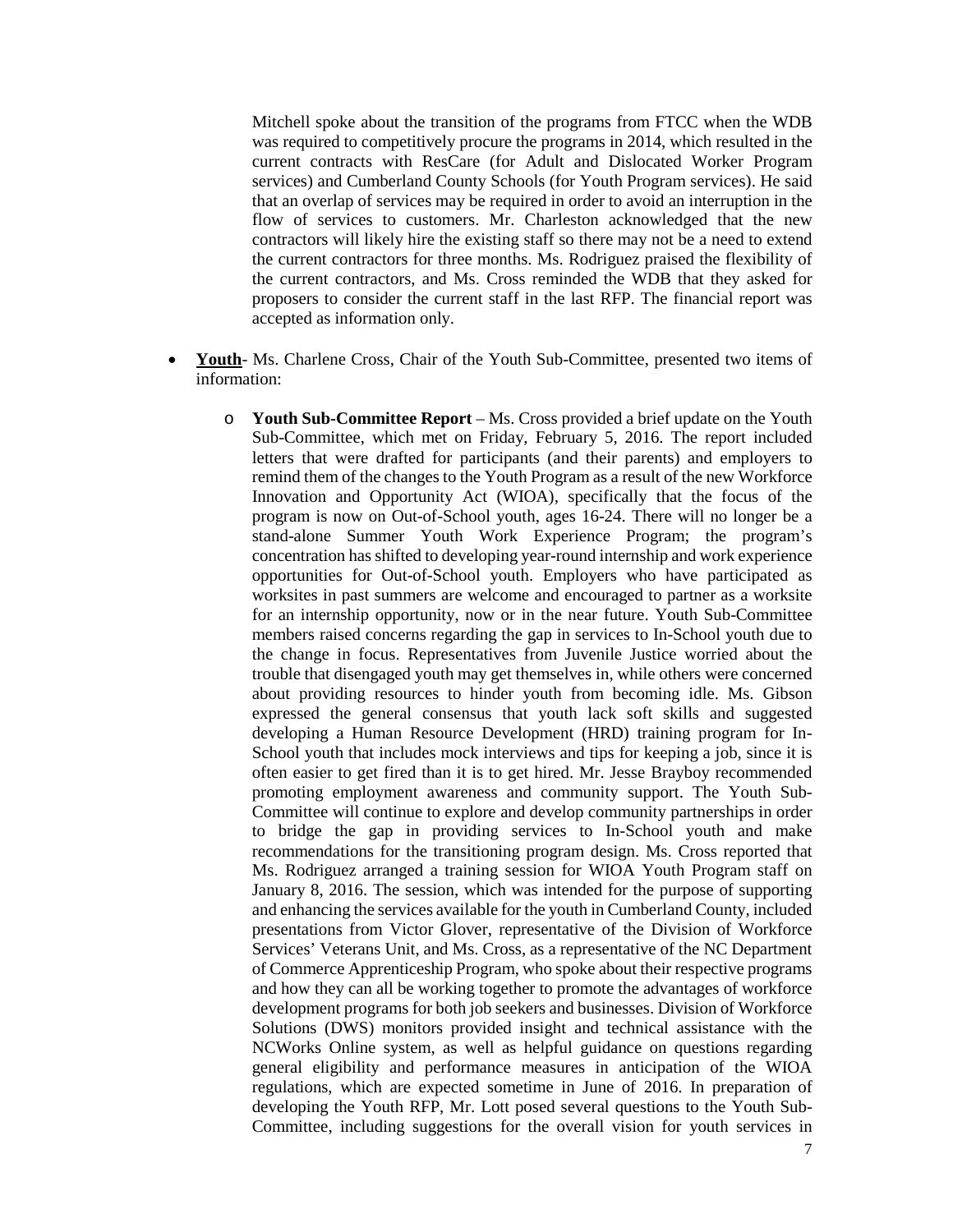Mitchell spoke about the transition of the programs from FTCC when the WDB was required to competitively procure the programs in 2014, which resulted in the current contracts with ResCare (for Adult and Dislocated Worker Program services) and Cumberland County Schools (for Youth Program services). He said that an overlap of services may be required in order to avoid an interruption in the flow of services to customers. Mr. Charleston acknowledged that the new contractors will likely hire the existing staff so there may not be a need to extend the current contractors for three months. Ms. Rodriguez praised the flexibility of the current contractors, and Ms. Cross reminded the WDB that they asked for proposers to consider the current staff in the last RFP. The financial report was accepted as information only.

- **Youth**- Ms. Charlene Cross, Chair of the Youth Sub-Committee, presented two items of information:

  - **Youth Sub-Committee Report** – Ms. Cross provided a brief update on the Youth Sub-Committee, which met on Friday, February 5, 2016. The report included letters that were drafted for participants (and their parents) and employers to remind them of the changes to the Youth Program as a result of the new Workforce Innovation and Opportunity Act (WIOA), specifically that the focus of the program is now on Out-of-School youth, ages 16-24. There will no longer be a stand-alone Summer Youth Work Experience Program; the program's concentration has shifted to developing year-round internship and work experience opportunities for Out-of-School youth. Employers who have participated as worksites in past summers are welcome and encouraged to partner as a worksite for an internship opportunity, now or in the near future. Youth Sub-Committee members raised concerns regarding the gap in services to In-School youth due to the change in focus. Representatives from Juvenile Justice worried about the trouble that disengaged youth may get themselves in, while others were concerned about providing resources to hinder youth from becoming idle. Ms. Gibson expressed the general consensus that youth lack soft skills and suggested developing a Human Resource Development (HRD) training program for In-School youth that includes mock interviews and tips for keeping a job, since it is often easier to get fired than it is to get hired. Mr. Jesse Brayboy recommended promoting employment awareness and community support. The Youth Sub-Committee will continue to explore and develop community partnerships in order to bridge the gap in providing services to In-School youth and make recommendations for the transitioning program design. Ms. Cross reported that Ms. Rodriguez arranged a training session for WIOA Youth Program staff on January 8, 2016. The session, which was intended for the purpose of supporting and enhancing the services available for the youth in Cumberland County, included presentations from Victor Glover, representative of the Division of Workforce Services' Veterans Unit, and Ms. Cross, as a representative of the NC Department of Commerce Apprenticeship Program, who spoke about their respective programs and how they can all be working together to promote the advantages of workforce development programs for both job seekers and businesses. Division of Workforce Solutions (DWS) monitors provided insight and technical assistance with the NCWorks Online system, as well as helpful guidance on questions regarding general eligibility and performance measures in anticipation of the WIOA regulations, which are expected sometime in June of 2016. In preparation of developing the Youth RFP, Mr. Lott posed several questions to the Youth Sub-Committee, including suggestions for the overall vision for youth services in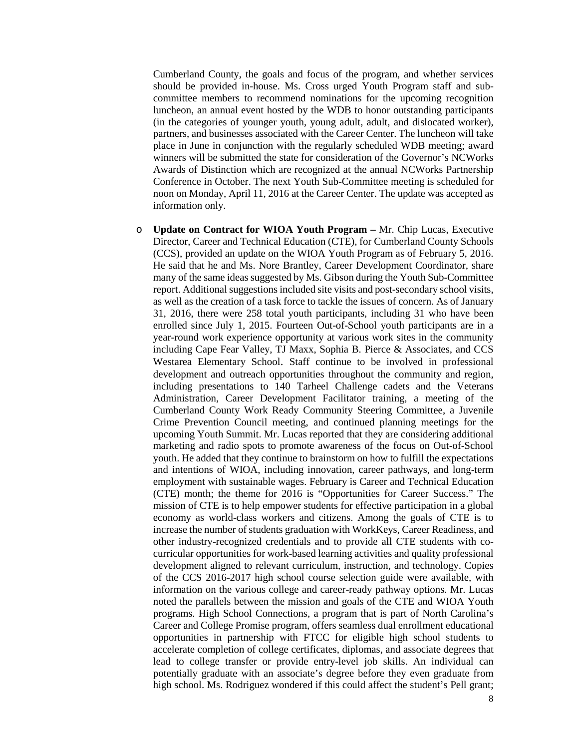Cumberland County, the goals and focus of the program, and whether services should be provided in-house. Ms. Cross urged Youth Program staff and sub-committee members to recommend nominations for the upcoming recognition luncheon, an annual event hosted by the WDB to honor outstanding participants (in the categories of younger youth, young adult, adult, and dislocated worker), partners, and businesses associated with the Career Center. The luncheon will take place in June in conjunction with the regularly scheduled WDB meeting; award winners will be submitted the state for consideration of the Governor's NCWorks Awards of Distinction which are recognized at the annual NCWorks Partnership Conference in October. The next Youth Sub-Committee meeting is scheduled for noon on Monday, April 11, 2016 at the Career Center. The update was accepted as information only.

- **Update on Contract for WIOA Youth Program –** Mr. Chip Lucas, Executive Director, Career and Technical Education (CTE), for Cumberland County Schools (CCS), provided an update on the WIOA Youth Program as of February 5, 2016. He said that he and Ms. Nore Brantley, Career Development Coordinator, share many of the same ideas suggested by Ms. Gibson during the Youth Sub-Committee report. Additional suggestions included site visits and post-secondary school visits, as well as the creation of a task force to tackle the issues of concern. As of January 31, 2016, there were 258 total youth participants, including 31 who have been enrolled since July 1, 2015. Fourteen Out-of-School youth participants are in a year-round work experience opportunity at various work sites in the community including Cape Fear Valley, TJ Maxx, Sophia B. Pierce & Associates, and CCS Westarea Elementary School. Staff continue to be involved in professional development and outreach opportunities throughout the community and region, including presentations to 140 Tarheel Challenge cadets and the Veterans Administration, Career Development Facilitator training, a meeting of the Cumberland County Work Ready Community Steering Committee, a Juvenile Crime Prevention Council meeting, and continued planning meetings for the upcoming Youth Summit. Mr. Lucas reported that they are considering additional marketing and radio spots to promote awareness of the focus on Out-of-School youth. He added that they continue to brainstorm on how to fulfill the expectations and intentions of WIOA, including innovation, career pathways, and long-term employment with sustainable wages. February is Career and Technical Education (CTE) month; the theme for 2016 is "Opportunities for Career Success." The mission of CTE is to help empower students for effective participation in a global economy as world-class workers and citizens. Among the goals of CTE is to increase the number of students graduation with WorkKeys, Career Readiness, and other industry-recognized credentials and to provide all CTE students with co-curricular opportunities for work-based learning activities and quality professional development aligned to relevant curriculum, instruction, and technology. Copies of the CCS 2016-2017 high school course selection guide were available, with information on the various college and career-ready pathway options. Mr. Lucas noted the parallels between the mission and goals of the CTE and WIOA Youth programs. High School Connections, a program that is part of North Carolina's Career and College Promise program, offers seamless dual enrollment educational opportunities in partnership with FTCC for eligible high school students to accelerate completion of college certificates, diplomas, and associate degrees that lead to college transfer or provide entry-level job skills. An individual can potentially graduate with an associate's degree before they even graduate from high school. Ms. Rodriguez wondered if this could affect the student's Pell grant;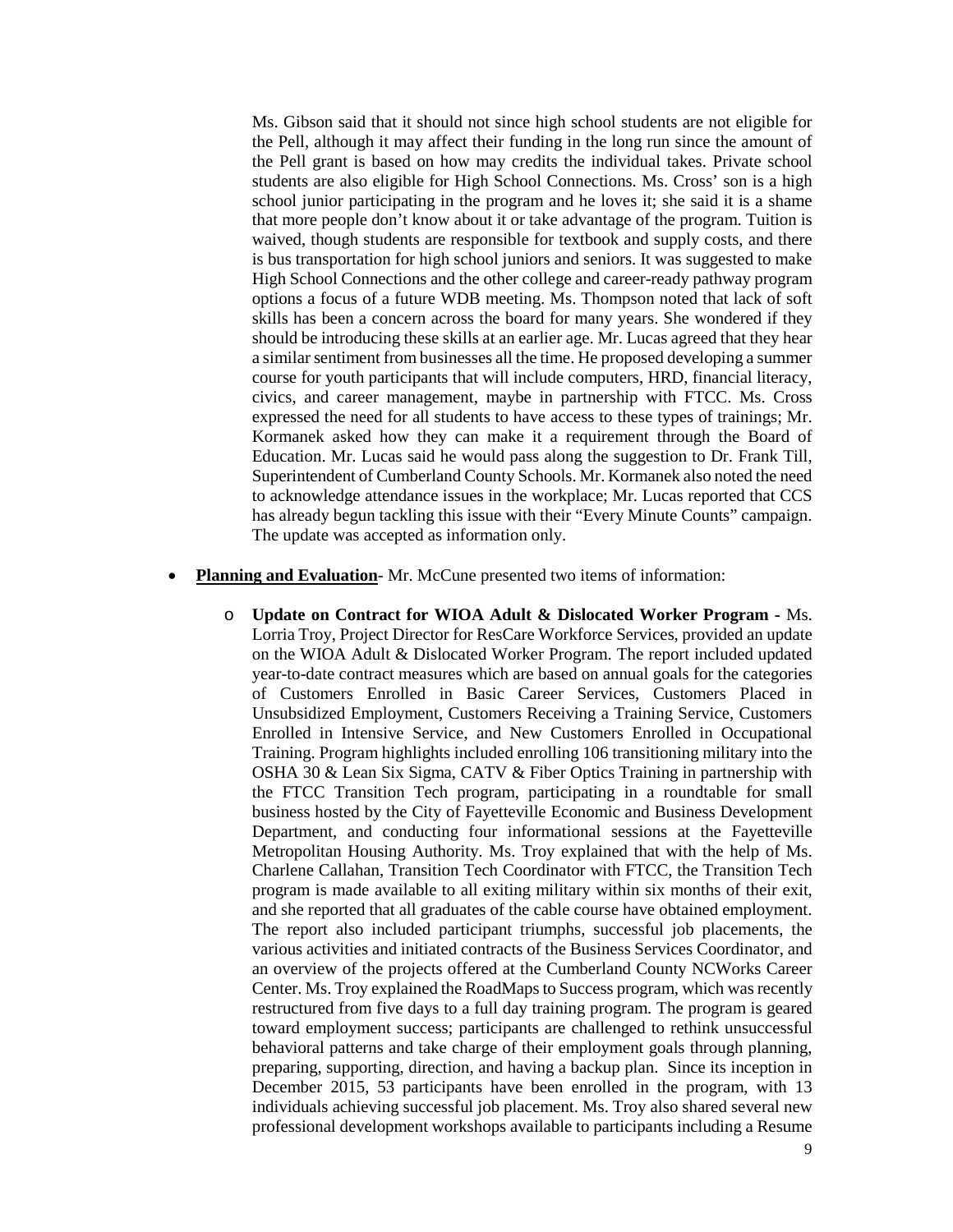Ms. Gibson said that it should not since high school students are not eligible for the Pell, although it may affect their funding in the long run since the amount of the Pell grant is based on how may credits the individual takes. Private school students are also eligible for High School Connections. Ms. Cross' son is a high school junior participating in the program and he loves it; she said it is a shame that more people don't know about it or take advantage of the program. Tuition is waived, though students are responsible for textbook and supply costs, and there is bus transportation for high school juniors and seniors. It was suggested to make High School Connections and the other college and career-ready pathway program options a focus of a future WDB meeting. Ms. Thompson noted that lack of soft skills has been a concern across the board for many years. She wondered if they should be introducing these skills at an earlier age. Mr. Lucas agreed that they hear a similar sentiment from businesses all the time. He proposed developing a summer course for youth participants that will include computers, HRD, financial literacy, civics, and career management, maybe in partnership with FTCC. Ms. Cross expressed the need for all students to have access to these types of trainings; Mr. Kormanek asked how they can make it a requirement through the Board of Education. Mr. Lucas said he would pass along the suggestion to Dr. Frank Till, Superintendent of Cumberland County Schools. Mr. Kormanek also noted the need to acknowledge attendance issues in the workplace; Mr. Lucas reported that CCS has already begun tackling this issue with their "Every Minute Counts" campaign. The update was accepted as information only.

- **Planning and Evaluation**- Mr. McCune presented two items of information:
  - **Update on Contract for WIOA Adult & Dislocated Worker Program -** Ms. Lorria Troy, Project Director for ResCare Workforce Services, provided an update on the WIOA Adult & Dislocated Worker Program. The report included updated year-to-date contract measures which are based on annual goals for the categories of Customers Enrolled in Basic Career Services, Customers Placed in Unsubsidized Employment, Customers Receiving a Training Service, Customers Enrolled in Intensive Service, and New Customers Enrolled in Occupational Training. Program highlights included enrolling 106 transitioning military into the OSHA 30 & Lean Six Sigma, CATV & Fiber Optics Training in partnership with the FTCC Transition Tech program, participating in a roundtable for small business hosted by the City of Fayetteville Economic and Business Development Department, and conducting four informational sessions at the Fayetteville Metropolitan Housing Authority. Ms. Troy explained that with the help of Ms. Charlene Callahan, Transition Tech Coordinator with FTCC, the Transition Tech program is made available to all exiting military within six months of their exit, and she reported that all graduates of the cable course have obtained employment. The report also included participant triumphs, successful job placements, the various activities and initiated contracts of the Business Services Coordinator, and an overview of the projects offered at the Cumberland County NCWorks Career Center. Ms. Troy explained the RoadMaps to Success program, which was recently restructured from five days to a full day training program. The program is geared toward employment success; participants are challenged to rethink unsuccessful behavioral patterns and take charge of their employment goals through planning, preparing, supporting, direction, and having a backup plan. Since its inception in December 2015, 53 participants have been enrolled in the program, with 13 individuals achieving successful job placement. Ms. Troy also shared several new professional development workshops available to participants including a Resume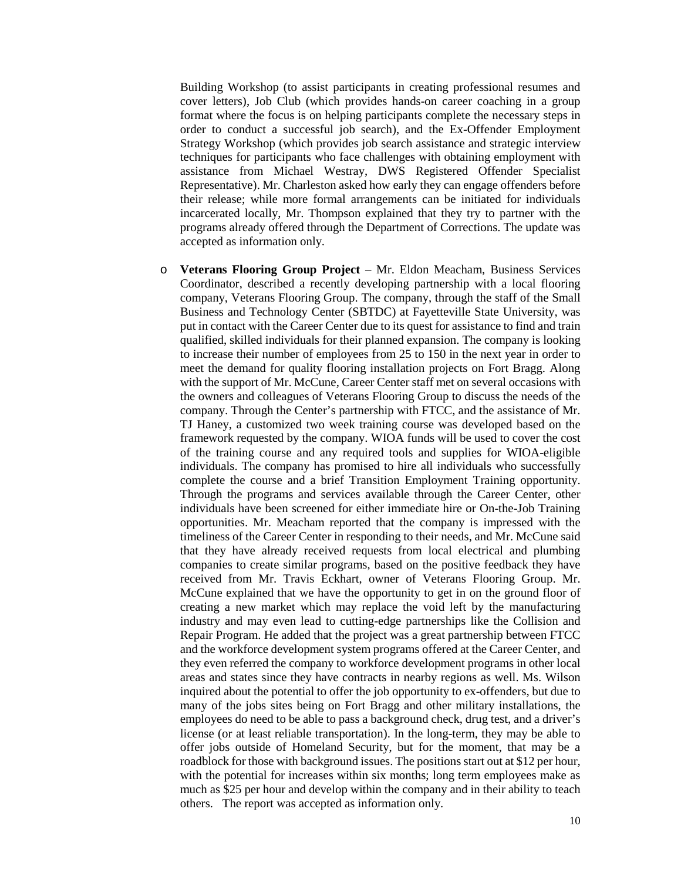Building Workshop (to assist participants in creating professional resumes and cover letters), Job Club (which provides hands-on career coaching in a group format where the focus is on helping participants complete the necessary steps in order to conduct a successful job search), and the Ex-Offender Employment Strategy Workshop (which provides job search assistance and strategic interview techniques for participants who face challenges with obtaining employment with assistance from Michael Westray, DWS Registered Offender Specialist Representative). Mr. Charleston asked how early they can engage offenders before their release; while more formal arrangements can be initiated for individuals incarcerated locally, Mr. Thompson explained that they try to partner with the programs already offered through the Department of Corrections. The update was accepted as information only.

- **Veterans Flooring Group Project** – Mr. Eldon Meacham, Business Services Coordinator, described a recently developing partnership with a local flooring company, Veterans Flooring Group. The company, through the staff of the Small Business and Technology Center (SBTDC) at Fayetteville State University, was put in contact with the Career Center due to its quest for assistance to find and train qualified, skilled individuals for their planned expansion. The company is looking to increase their number of employees from 25 to 150 in the next year in order to meet the demand for quality flooring installation projects on Fort Bragg. Along with the support of Mr. McCune, Career Center staff met on several occasions with the owners and colleagues of Veterans Flooring Group to discuss the needs of the company. Through the Center's partnership with FTCC, and the assistance of Mr. TJ Haney, a customized two week training course was developed based on the framework requested by the company. WIOA funds will be used to cover the cost of the training course and any required tools and supplies for WIOA-eligible individuals. The company has promised to hire all individuals who successfully complete the course and a brief Transition Employment Training opportunity. Through the programs and services available through the Career Center, other individuals have been screened for either immediate hire or On-the-Job Training opportunities. Mr. Meacham reported that the company is impressed with the timeliness of the Career Center in responding to their needs, and Mr. McCune said that they have already received requests from local electrical and plumbing companies to create similar programs, based on the positive feedback they have received from Mr. Travis Eckhart, owner of Veterans Flooring Group. Mr. McCune explained that we have the opportunity to get in on the ground floor of creating a new market which may replace the void left by the manufacturing industry and may even lead to cutting-edge partnerships like the Collision and Repair Program. He added that the project was a great partnership between FTCC and the workforce development system programs offered at the Career Center, and they even referred the company to workforce development programs in other local areas and states since they have contracts in nearby regions as well. Ms. Wilson inquired about the potential to offer the job opportunity to ex-offenders, but due to many of the jobs sites being on Fort Bragg and other military installations, the employees do need to be able to pass a background check, drug test, and a driver's license (or at least reliable transportation). In the long-term, they may be able to offer jobs outside of Homeland Security, but for the moment, that may be a roadblock for those with background issues. The positions start out at $12 per hour, with the potential for increases within six months; long term employees make as much as $25 per hour and develop within the company and in their ability to teach others. The report was accepted as information only.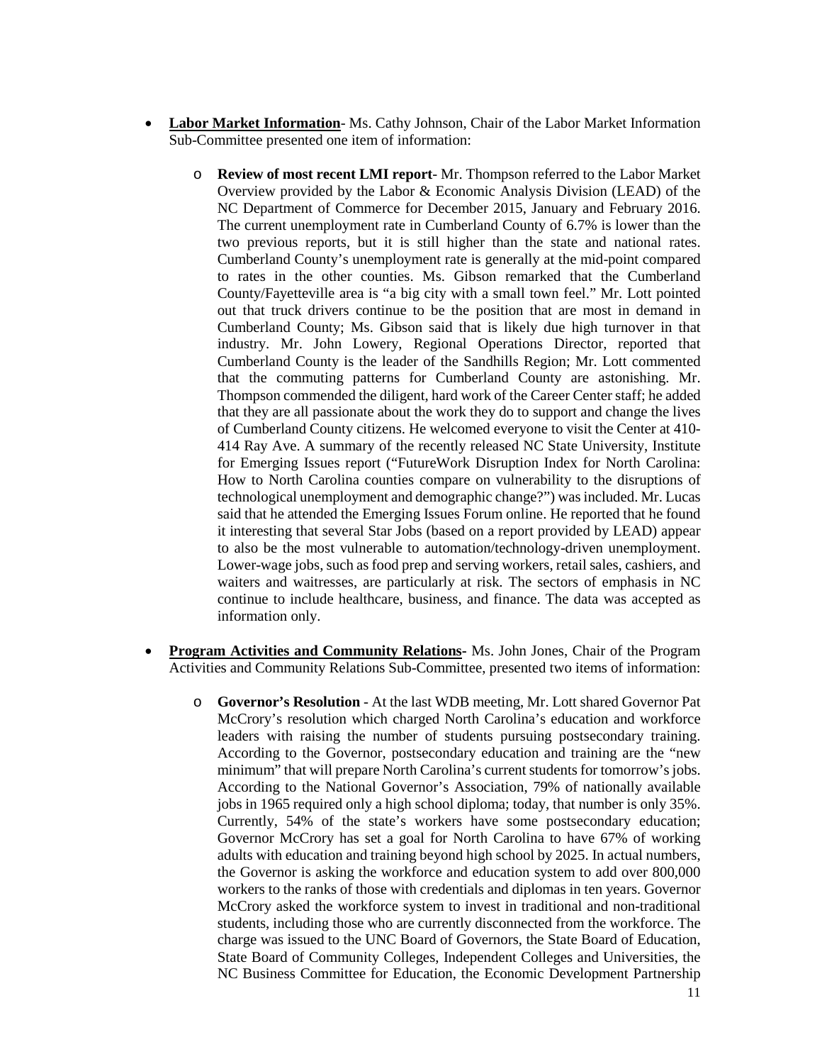- **Labor Market Information**- Ms. Cathy Johnson, Chair of the Labor Market Information Sub-Committee presented one item of information:

  - **Review of most recent LMI report**- Mr. Thompson referred to the Labor Market Overview provided by the Labor & Economic Analysis Division (LEAD) of the NC Department of Commerce for December 2015, January and February 2016. The current unemployment rate in Cumberland County of 6.7% is lower than the two previous reports, but it is still higher than the state and national rates. Cumberland County's unemployment rate is generally at the mid-point compared to rates in the other counties. Ms. Gibson remarked that the Cumberland County/Fayetteville area is "a big city with a small town feel." Mr. Lott pointed out that truck drivers continue to be the position that are most in demand in Cumberland County; Ms. Gibson said that is likely due high turnover in that industry. Mr. John Lowery, Regional Operations Director, reported that Cumberland County is the leader of the Sandhills Region; Mr. Lott commented that the commuting patterns for Cumberland County are astonishing. Mr. Thompson commended the diligent, hard work of the Career Center staff; he added that they are all passionate about the work they do to support and change the lives of Cumberland County citizens. He welcomed everyone to visit the Center at 410-414 Ray Ave. A summary of the recently released NC State University, Institute for Emerging Issues report ("FutureWork Disruption Index for North Carolina: How to North Carolina counties compare on vulnerability to the disruptions of technological unemployment and demographic change?") was included. Mr. Lucas said that he attended the Emerging Issues Forum online. He reported that he found it interesting that several Star Jobs (based on a report provided by LEAD) appear to also be the most vulnerable to automation/technology-driven unemployment. Lower-wage jobs, such as food prep and serving workers, retail sales, cashiers, and waiters and waitresses, are particularly at risk. The sectors of emphasis in NC continue to include healthcare, business, and finance. The data was accepted as information only.

- **Program Activities and Community Relations-** Ms. John Jones, Chair of the Program Activities and Community Relations Sub-Committee, presented two items of information:

  - **Governor's Resolution** - At the last WDB meeting, Mr. Lott shared Governor Pat McCrory's resolution which charged North Carolina's education and workforce leaders with raising the number of students pursuing postsecondary training. According to the Governor, postsecondary education and training are the "new minimum" that will prepare North Carolina's current students for tomorrow's jobs. According to the National Governor's Association, 79% of nationally available jobs in 1965 required only a high school diploma; today, that number is only 35%. Currently, 54% of the state's workers have some postsecondary education; Governor McCrory has set a goal for North Carolina to have 67% of working adults with education and training beyond high school by 2025. In actual numbers, the Governor is asking the workforce and education system to add over 800,000 workers to the ranks of those with credentials and diplomas in ten years. Governor McCrory asked the workforce system to invest in traditional and non-traditional students, including those who are currently disconnected from the workforce. The charge was issued to the UNC Board of Governors, the State Board of Education, State Board of Community Colleges, Independent Colleges and Universities, the NC Business Committee for Education, the Economic Development Partnership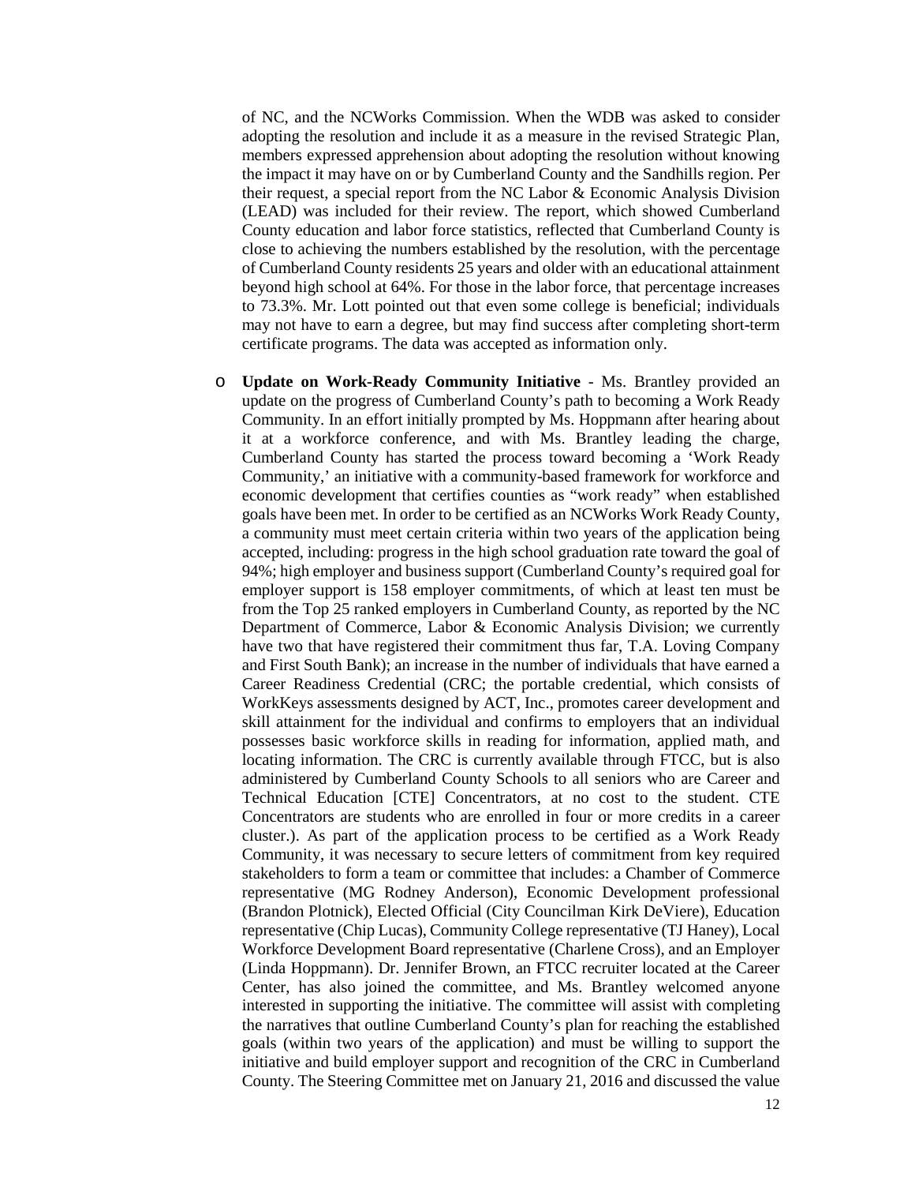of NC, and the NCWorks Commission. When the WDB was asked to consider adopting the resolution and include it as a measure in the revised Strategic Plan, members expressed apprehension about adopting the resolution without knowing the impact it may have on or by Cumberland County and the Sandhills region. Per their request, a special report from the NC Labor & Economic Analysis Division (LEAD) was included for their review. The report, which showed Cumberland County education and labor force statistics, reflected that Cumberland County is close to achieving the numbers established by the resolution, with the percentage of Cumberland County residents 25 years and older with an educational attainment beyond high school at 64%. For those in the labor force, that percentage increases to 73.3%. Mr. Lott pointed out that even some college is beneficial; individuals may not have to earn a degree, but may find success after completing short-term certificate programs. The data was accepted as information only.

- **Update on Work-Ready Community Initiative** - Ms. Brantley provided an update on the progress of Cumberland County's path to becoming a Work Ready Community. In an effort initially prompted by Ms. Hoppmann after hearing about it at a workforce conference, and with Ms. Brantley leading the charge, Cumberland County has started the process toward becoming a 'Work Ready Community,' an initiative with a community-based framework for workforce and economic development that certifies counties as "work ready" when established goals have been met. In order to be certified as an NCWorks Work Ready County, a community must meet certain criteria within two years of the application being accepted, including: progress in the high school graduation rate toward the goal of 94%; high employer and business support (Cumberland County's required goal for employer support is 158 employer commitments, of which at least ten must be from the Top 25 ranked employers in Cumberland County, as reported by the NC Department of Commerce, Labor & Economic Analysis Division; we currently have two that have registered their commitment thus far, T.A. Loving Company and First South Bank); an increase in the number of individuals that have earned a Career Readiness Credential (CRC; the portable credential, which consists of WorkKeys assessments designed by ACT, Inc., promotes career development and skill attainment for the individual and confirms to employers that an individual possesses basic workforce skills in reading for information, applied math, and locating information. The CRC is currently available through FTCC, but is also administered by Cumberland County Schools to all seniors who are Career and Technical Education [CTE] Concentrators, at no cost to the student. CTE Concentrators are students who are enrolled in four or more credits in a career cluster.). As part of the application process to be certified as a Work Ready Community, it was necessary to secure letters of commitment from key required stakeholders to form a team or committee that includes: a Chamber of Commerce representative (MG Rodney Anderson), Economic Development professional (Brandon Plotnick), Elected Official (City Councilman Kirk DeViere), Education representative (Chip Lucas), Community College representative (TJ Haney), Local Workforce Development Board representative (Charlene Cross), and an Employer (Linda Hoppmann). Dr. Jennifer Brown, an FTCC recruiter located at the Career Center, has also joined the committee, and Ms. Brantley welcomed anyone interested in supporting the initiative. The committee will assist with completing the narratives that outline Cumberland County's plan for reaching the established goals (within two years of the application) and must be willing to support the initiative and build employer support and recognition of the CRC in Cumberland County. The Steering Committee met on January 21, 2016 and discussed the value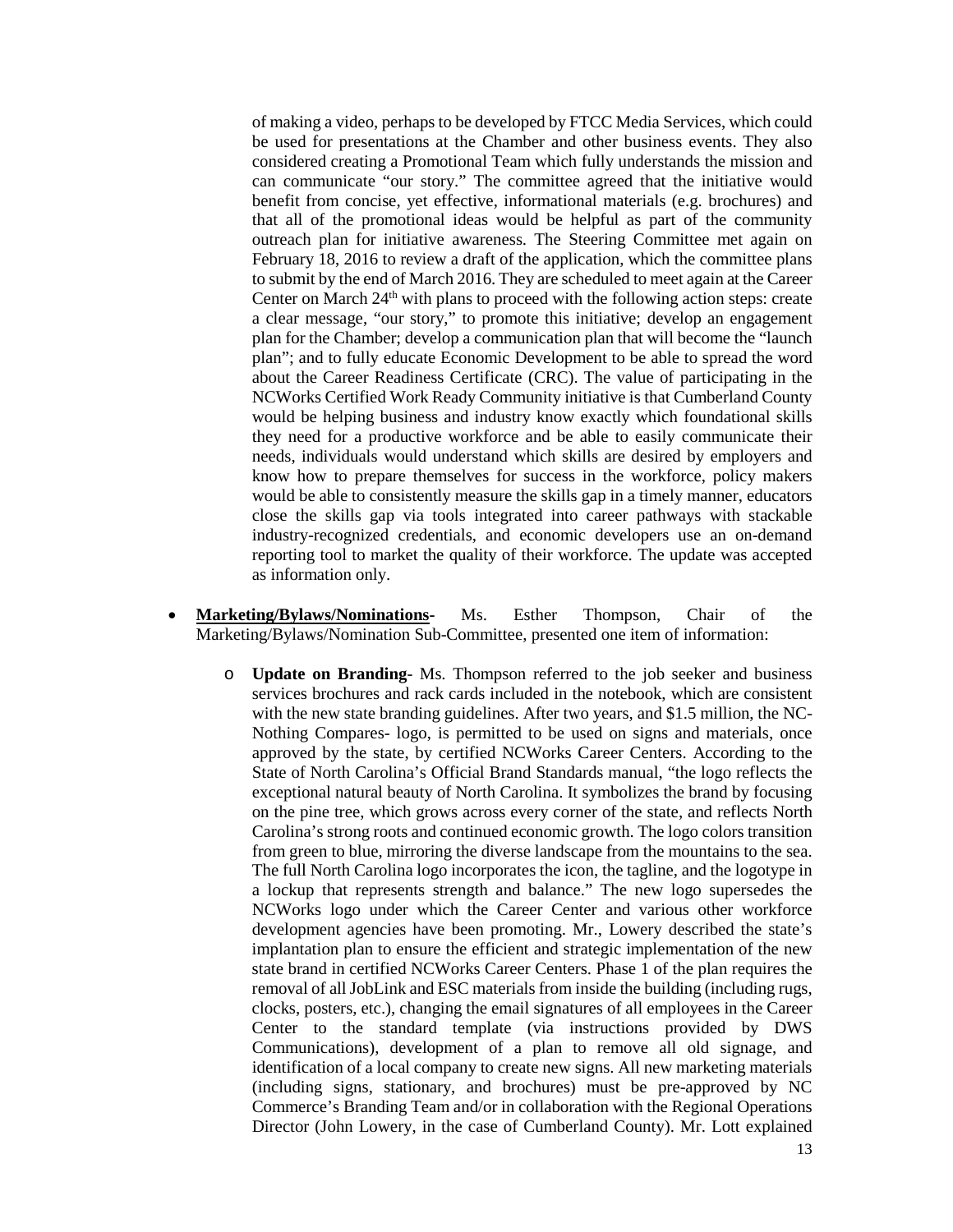of making a video, perhaps to be developed by FTCC Media Services, which could be used for presentations at the Chamber and other business events. They also considered creating a Promotional Team which fully understands the mission and can communicate "our story." The committee agreed that the initiative would benefit from concise, yet effective, informational materials (e.g. brochures) and that all of the promotional ideas would be helpful as part of the community outreach plan for initiative awareness. The Steering Committee met again on February 18, 2016 to review a draft of the application, which the committee plans to submit by the end of March 2016. They are scheduled to meet again at the Career Center on March 24th with plans to proceed with the following action steps: create a clear message, "our story," to promote this initiative; develop an engagement plan for the Chamber; develop a communication plan that will become the "launch plan"; and to fully educate Economic Development to be able to spread the word about the Career Readiness Certificate (CRC). The value of participating in the NCWorks Certified Work Ready Community initiative is that Cumberland County would be helping business and industry know exactly which foundational skills they need for a productive workforce and be able to easily communicate their needs, individuals would understand which skills are desired by employers and know how to prepare themselves for success in the workforce, policy makers would be able to consistently measure the skills gap in a timely manner, educators close the skills gap via tools integrated into career pathways with stackable industry-recognized credentials, and economic developers use an on-demand reporting tool to market the quality of their workforce. The update was accepted as information only.

- **Marketing/Bylaws/Nominations-** Ms. Esther Thompson, Chair of the Marketing/Bylaws/Nomination Sub-Committee, presented one item of information:
  - **Update on Branding**- Ms. Thompson referred to the job seeker and business services brochures and rack cards included in the notebook, which are consistent with the new state branding guidelines. After two years, and $1.5 million, the NC-Nothing Compares- logo, is permitted to be used on signs and materials, once approved by the state, by certified NCWorks Career Centers. According to the State of North Carolina's Official Brand Standards manual, "the logo reflects the exceptional natural beauty of North Carolina. It symbolizes the brand by focusing on the pine tree, which grows across every corner of the state, and reflects North Carolina's strong roots and continued economic growth. The logo colors transition from green to blue, mirroring the diverse landscape from the mountains to the sea. The full North Carolina logo incorporates the icon, the tagline, and the logotype in a lockup that represents strength and balance." The new logo supersedes the NCWorks logo under which the Career Center and various other workforce development agencies have been promoting. Mr., Lowery described the state's implantation plan to ensure the efficient and strategic implementation of the new state brand in certified NCWorks Career Centers. Phase 1 of the plan requires the removal of all JobLink and ESC materials from inside the building (including rugs, clocks, posters, etc.), changing the email signatures of all employees in the Career Center to the standard template (via instructions provided by DWS Communications), development of a plan to remove all old signage, and identification of a local company to create new signs. All new marketing materials (including signs, stationary, and brochures) must be pre-approved by NC Commerce's Branding Team and/or in collaboration with the Regional Operations Director (John Lowery, in the case of Cumberland County). Mr. Lott explained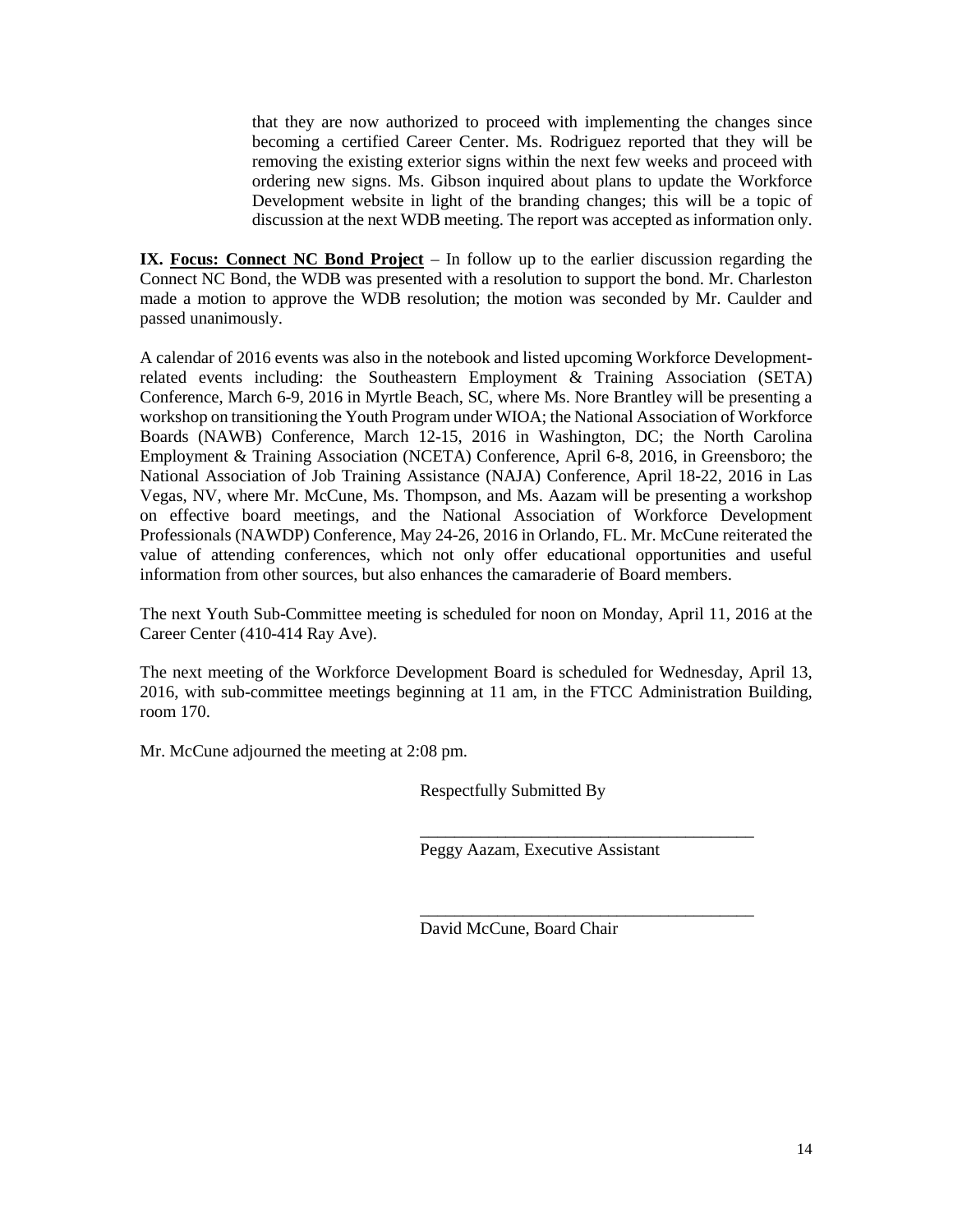that they are now authorized to proceed with implementing the changes since becoming a certified Career Center. Ms. Rodriguez reported that they will be removing the existing exterior signs within the next few weeks and proceed with ordering new signs. Ms. Gibson inquired about plans to update the Workforce Development website in light of the branding changes; this will be a topic of discussion at the next WDB meeting. The report was accepted as information only.

**IX. Focus: Connect NC Bond Project** – In follow up to the earlier discussion regarding the Connect NC Bond, the WDB was presented with a resolution to support the bond. Mr. Charleston made a motion to approve the WDB resolution; the motion was seconded by Mr. Caulder and passed unanimously.

A calendar of 2016 events was also in the notebook and listed upcoming Workforce Development-related events including: the Southeastern Employment & Training Association (SETA) Conference, March 6-9, 2016 in Myrtle Beach, SC, where Ms. Nore Brantley will be presenting a workshop on transitioning the Youth Program under WIOA; the National Association of Workforce Boards (NAWB) Conference, March 12-15, 2016 in Washington, DC; the North Carolina Employment & Training Association (NCETA) Conference, April 6-8, 2016, in Greensboro; the National Association of Job Training Assistance (NAJA) Conference, April 18-22, 2016 in Las Vegas, NV, where Mr. McCune, Ms. Thompson, and Ms. Aazam will be presenting a workshop on effective board meetings, and the National Association of Workforce Development Professionals (NAWDP) Conference, May 24-26, 2016 in Orlando, FL. Mr. McCune reiterated the value of attending conferences, which not only offer educational opportunities and useful information from other sources, but also enhances the camaraderie of Board members.

The next Youth Sub-Committee meeting is scheduled for noon on Monday, April 11, 2016 at the Career Center (410-414 Ray Ave).

The next meeting of the Workforce Development Board is scheduled for Wednesday, April 13, 2016, with sub-committee meetings beginning at 11 am, in the FTCC Administration Building, room 170.

Mr. McCune adjourned the meeting at 2:08 pm.

Respectfully Submitted By

_______________________________________
Peggy Aazam, Executive Assistant

_______________________________________
David McCune, Board Chair